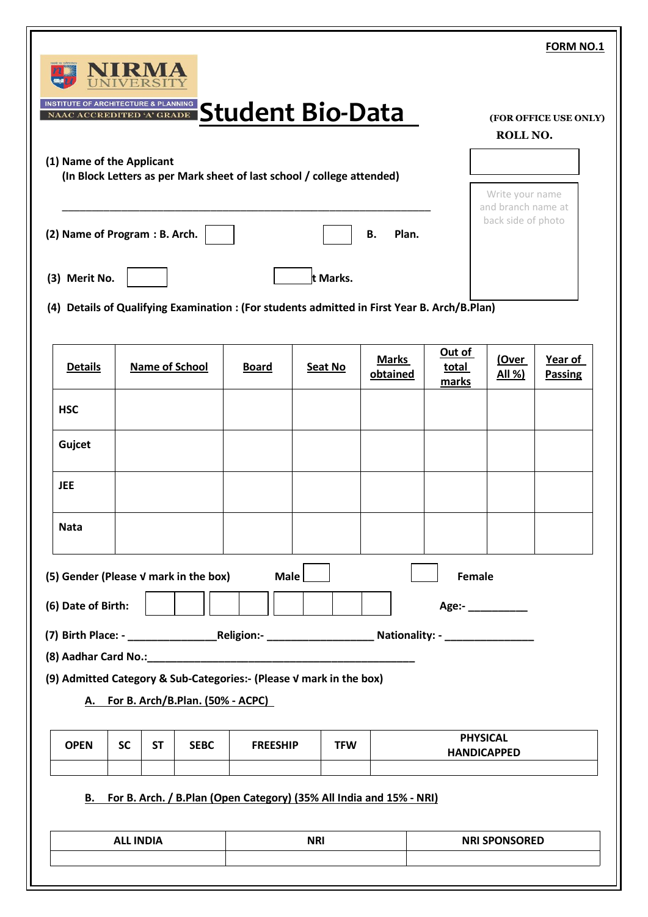**FORM NO.1**

NIRMA UNIVERSITY

INSTITUTE OF ARCHITECTURE & PLANNING

NAAC ACCREDITED 'A' GRADE

# Student Bio-Data

(FOR OFFICE USE ONLY)

ROLL NO.

Write your name and branch name at back side of photo

(1) Name of the Applicant
(In Block Letters as per Mark sheet of last school / college attended)

_______________________________________________________________

(2) Name of Program : B. Arch. ☐ ☐ B. Plan.

(3) Merit No. ☐ ☐ t Marks.

(4) Details of Qualifying Examination : (For students admitted in First Year B. Arch/B.Plan)

| Details | Name of School | Board | Seat No | Marks obtained | Out of total marks | (Over All %) | Year of Passing |
|---|---|---|---|---|---|---|---|
| HSC | | | | | | | |
| Gujcet | | | | | | | |
| JEE | | | | | | | |
| Nata | | | | | | | |

(5) Gender (Please √ mark in the box) Male ☐ ☐ Female

(6) Date of Birth: ☐☐ ☐☐ ☐☐☐☐ Age:- __________

(7) Birth Place: - _______________ Religion:- __________________ Nationality: - _______________

(8) Aadhar Card No.:_________________________________________________

(9) Admitted Category & Sub-Categories:- (Please √ mark in the box)

A. For B. Arch/B.Plan. (50% - ACPC)

| OPEN | SC | ST | SEBC | FREESHIP | TFW | PHYSICAL HANDICAPPED |
|---|---|---|---|---|---|---|
| | | | | | | |

B. For B. Arch. / B.Plan (Open Category) (35% All India and 15% - NRI)

| ALL INDIA | NRI | NRI SPONSORED |
|---|---|---|
| | | |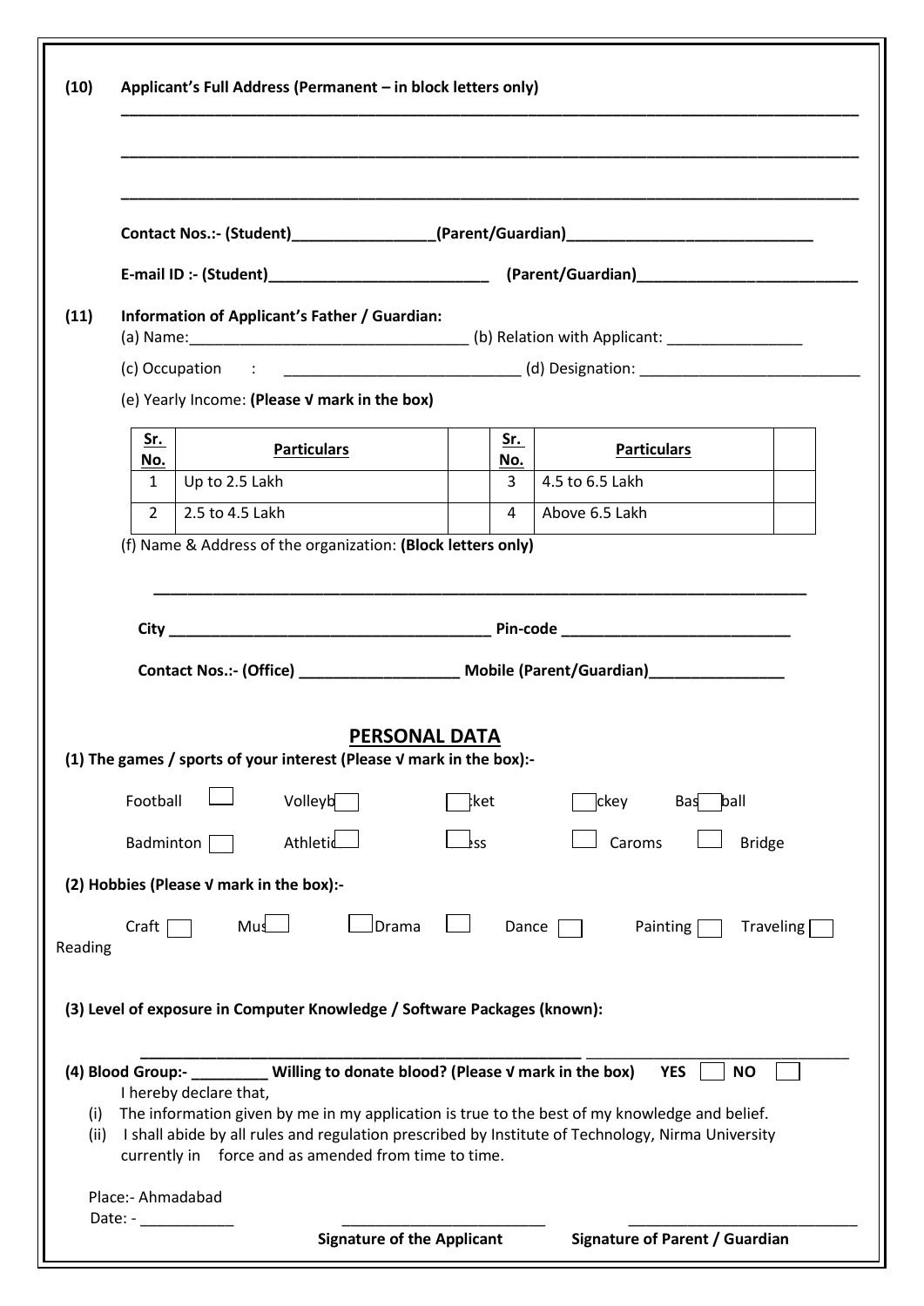**(10) Applicant's Full Address (Permanent – in block letters only)**

______________________________________________________________________________

______________________________________________________________________________

______________________________________________________________________________

**Contact Nos.:- (Student)_________________(Parent/Guardian)_____________________________**

**E-mail ID :- (Student)__________________________ (Parent/Guardian)__________________________**

**(11) Information of Applicant's Father / Guardian:**

(a) Name:_________________________________ (b) Relation with Applicant: ________________

(c) Occupation : ____________________________ (d) Designation: __________________________

(e) Yearly Income: **(Please √ mark in the box)**

| **Sr. No.** | **Particulars** | | **Sr. No.** | **Particulars** | |
|---|---|---|---|---|---|
| 1 | Up to 2.5 Lakh | | 3 | 4.5 to 6.5 Lakh | |
| 2 | 2.5 to 4.5 Lakh | | 4 | Above 6.5 Lakh | |

(f) Name & Address of the organization: **(Block letters only)**

______________________________________________________________________________

**City ______________________________________ Pin-code ___________________________**

**Contact Nos.:- (Office) ___________________ Mobile (Parent/Guardian)________________**

## PERSONAL DATA

**(1) The games / sports of your interest (Please √ mark in the box):-**

Football ☐ Volleyb☐ ☐ket ☐ckey Bas☐ball

Badminton ☐ Athletic☐ ☐ss ☐ Caroms ☐ Bridge

**(2) Hobbies (Please √ mark in the box):-**

Craft ☐ Mus☐ ☐Drama ☐ Dance ☐ Painting ☐ Traveling ☐ Reading

**(3) Level of exposure in Computer Knowledge / Software Packages (known):**

______________________________________________________________________________

**(4) Blood Group:- _________ Willing to donate blood? (Please √ mark in the box) YES ☐ NO ☐**

I hereby declare that,

(i) The information given by me in my application is true to the best of my knowledge and belief.

(ii) I shall abide by all rules and regulation prescribed by Institute of Technology, Nirma University currently in force and as amended from time to time.

Place:- Ahmadabad

Date: - ___________

_________________________ **Signature of the Applicant**

____________________________ **Signature of Parent / Guardian**